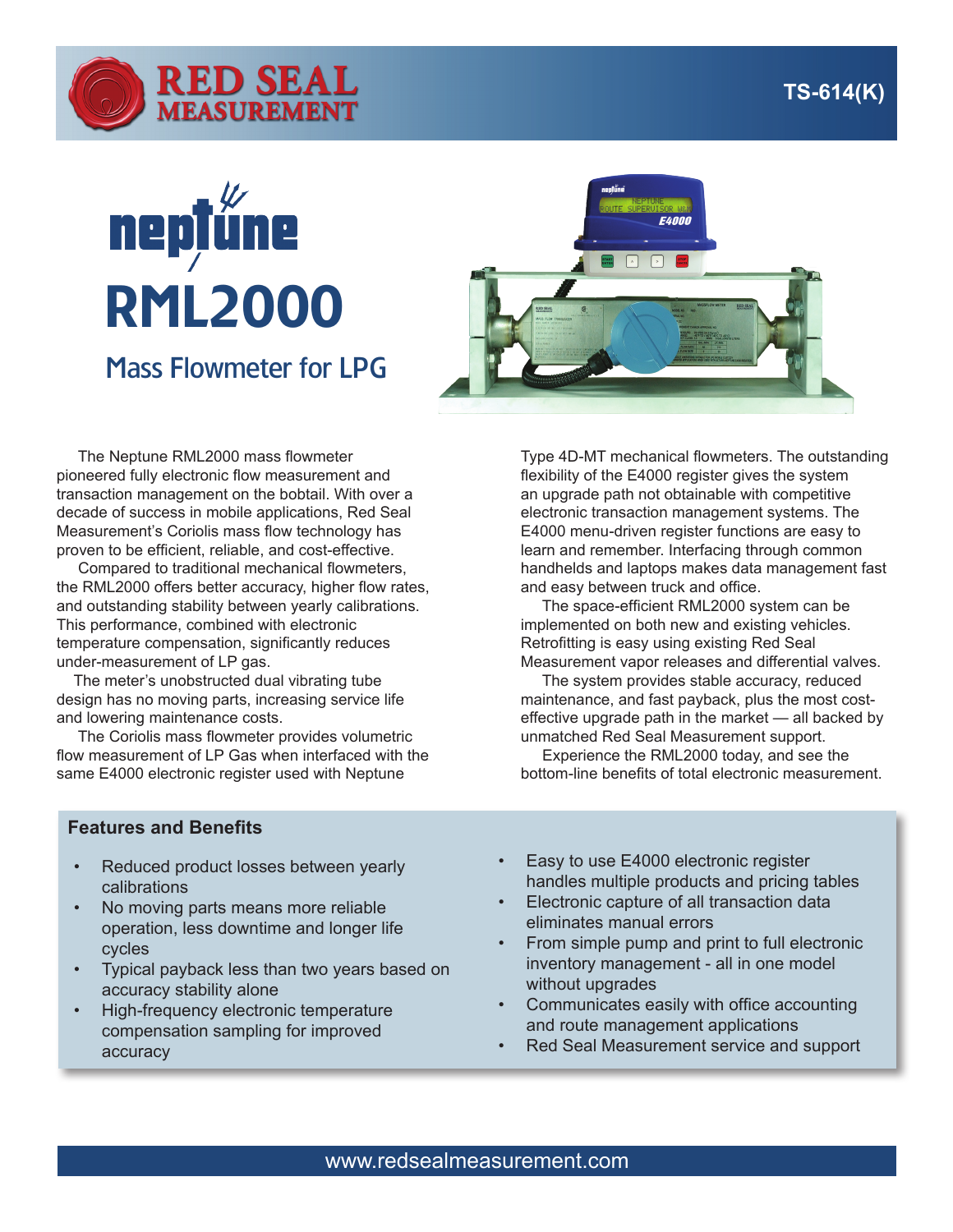# Neptune RML2000

## Mass Flowmeter for LPG

TS-614(K)

The Neptune RML2000 mass flowmeter pioneered fully electronic flow measurement and transaction management on the bobtail. With over a decade of success in mobile applications, Red Seal Measurement's Coriolis mass flow technology has proven to be efficient, reliable, and cost-effective.

Compared to traditional mechanical flowmeters, the RML2000 offers better accuracy, higher flow rates, and outstanding stability between yearly calibrations. This performance, combined with electronic temperature compensation, significantly reduces under-measurement of LP gas.

The meter's unobstructed dual vibrating tube design has no moving parts, increasing service life and lowering maintenance costs.

The Coriolis mass flowmeter provides volumetric flow measurement of LP Gas when interfaced with the same E4000 electronic register used with Neptune Type 4D-MT mechanical flowmeters. The outstanding flexibility of the E4000 register gives the system an upgrade path not obtainable with competitive electronic transaction management systems. The E4000 menu-driven register functions are easy to learn and remember. Interfacing through common handhelds and laptops makes data management fast and easy between truck and office.

The space-efficient RML2000 system can be implemented on both new and existing vehicles. Retrofitting is easy using existing Red Seal Measurement vapor releases and differential valves.

The system provides stable accuracy, reduced maintenance, and fast payback, plus the most cost-effective upgrade path in the market — all backed by unmatched Red Seal Measurement support.

Experience the RML2000 today, and see the bottom-line benefits of total electronic measurement.

### Features and Benefits

- Reduced product losses between yearly calibrations
- No moving parts means more reliable operation, less downtime and longer life cycles
- Typical payback less than two years based on accuracy stability alone
- High-frequency electronic temperature compensation sampling for improved accuracy
- Easy to use E4000 electronic register handles multiple products and pricing tables
- Electronic capture of all transaction data eliminates manual errors
- From simple pump and print to full electronic inventory management - all in one model without upgrades
- Communicates easily with office accounting and route management applications
- Red Seal Measurement service and support

www.redsealmeasurement.com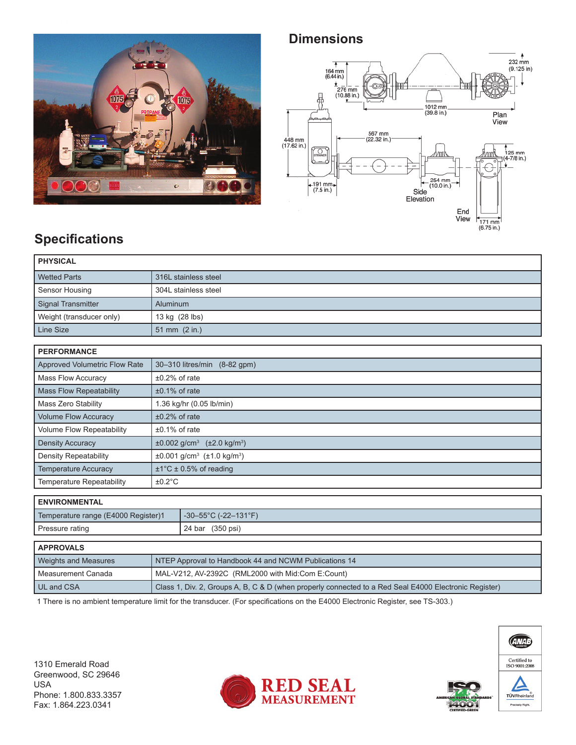## Dimensions

232 mm
(9.125 in)

164 mm
(6.44 in.)

276 mm
(10.88 in.)

1012 mm
(39.8 in.)

Plan
View

448 mm
(17.62 in.)

567 mm
(22.32 in.)

125 mm
(4-7/8 in.)

STRAINER

191 mm
(7.5 in.)

254 mm
(10.0 in.)

Side
Elevation

End
View

171 mm
(6.75 in.)

## Specifications

| PHYSICAL | |
|---|---|
| Wetted Parts | 316L stainless steel |
| Sensor Housing | 304L stainless steel |
| Signal Transmitter | Aluminum |
| Weight (transducer only) | 13 kg (28 lbs) |
| Line Size | 51 mm (2 in.) |

| PERFORMANCE | |
|---|---|
| Approved Volumetric Flow Rate | 30–310 litres/min (8-82 gpm) |
| Mass Flow Accuracy | ±0.2% of rate |
| Mass Flow Repeatability | ±0.1% of rate |
| Mass Zero Stability | 1.36 kg/hr (0.05 lb/min) |
| Volume Flow Accuracy | ±0.2% of rate |
| Volume Flow Repeatability | ±0.1% of rate |
| Density Accuracy | ±0.002 g/cm$^3$ (±2.0 kg/m$^3$) |
| Density Repeatability | ±0.001 g/cm$^3$ (±1.0 kg/m$^3$) |
| Temperature Accuracy | ±1°C ± 0.5% of reading |
| Temperature Repeatability | ±0.2°C |

| ENVIRONMENTAL | |
|---|---|
| Temperature range (E4000 Register)1 | -30–55°C (-22–131°F) |
| Pressure rating | 24 bar (350 psi) |

| APPROVALS | |
|---|---|
| Weights and Measures | NTEP Approval to Handbook 44 and NCWM Publications 14 |
| Measurement Canada | MAL-V212, AV-2392C (RML2000 with Mid:Com E:Count) |
| UL and CSA | Class 1, Div. 2, Groups A, B, C & D (when properly connected to a Red Seal E4000 Electronic Register) |

1 There is no ambient temperature limit for the transducer. (For specifications on the E4000 Electronic Register, see TS-303.)

1310 Emerald Road
Greenwood, SC 29646
USA
Phone: 1.800.833.3357
Fax: 1.864.223.0341

RED SEAL MEASUREMENT

Certified to ISO 9001:2008

ISO 14001 CERTIFIED-GREEN